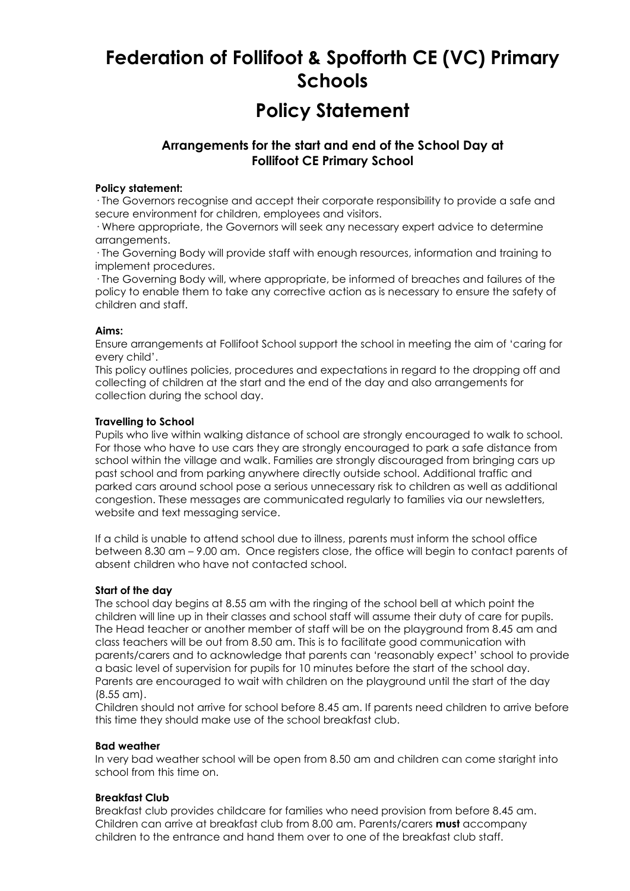# Federation of Follifoot & Spofforth CE (VC) Primary Schools

# Policy Statement

### Arrangements for the start and end of the School Day at Follifoot CE Primary School

**Policy statement:**

· The Governors recognise and accept their corporate responsibility to provide a safe and secure environment for children, employees and visitors.

· Where appropriate, the Governors will seek any necessary expert advice to determine arrangements.

· The Governing Body will provide staff with enough resources, information and training to implement procedures.

· The Governing Body will, where appropriate, be informed of breaches and failures of the policy to enable them to take any corrective action as is necessary to ensure the safety of children and staff.

**Aims:**

Ensure arrangements at Follifoot School support the school in meeting the aim of 'caring for every child'.

This policy outlines policies, procedures and expectations in regard to the dropping off and collecting of children at the start and the end of the day and also arrangements for collection during the school day.

**Travelling to School**

Pupils who live within walking distance of school are strongly encouraged to walk to school. For those who have to use cars they are strongly encouraged to park a safe distance from school within the village and walk. Families are strongly discouraged from bringing cars up past school and from parking anywhere directly outside school. Additional traffic and parked cars around school pose a serious unnecessary risk to children as well as additional congestion. These messages are communicated regularly to families via our newsletters, website and text messaging service.

If a child is unable to attend school due to illness, parents must inform the school office between 8.30 am – 9.00 am. Once registers close, the office will begin to contact parents of absent children who have not contacted school.

**Start of the day**

The school day begins at 8.55 am with the ringing of the school bell at which point the children will line up in their classes and school staff will assume their duty of care for pupils. The Head teacher or another member of staff will be on the playground from 8.45 am and class teachers will be out from 8.50 am. This is to facilitate good communication with parents/carers and to acknowledge that parents can 'reasonably expect' school to provide a basic level of supervision for pupils for 10 minutes before the start of the school day. Parents are encouraged to wait with children on the playground until the start of the day (8.55 am).

Children should not arrive for school before 8.45 am. If parents need children to arrive before this time they should make use of the school breakfast club.

**Bad weather**

In very bad weather school will be open from 8.50 am and children can come staright into school from this time on.

**Breakfast Club**

Breakfast club provides childcare for families who need provision from before 8.45 am. Children can arrive at breakfast club from 8.00 am. Parents/carers **must** accompany children to the entrance and hand them over to one of the breakfast club staff.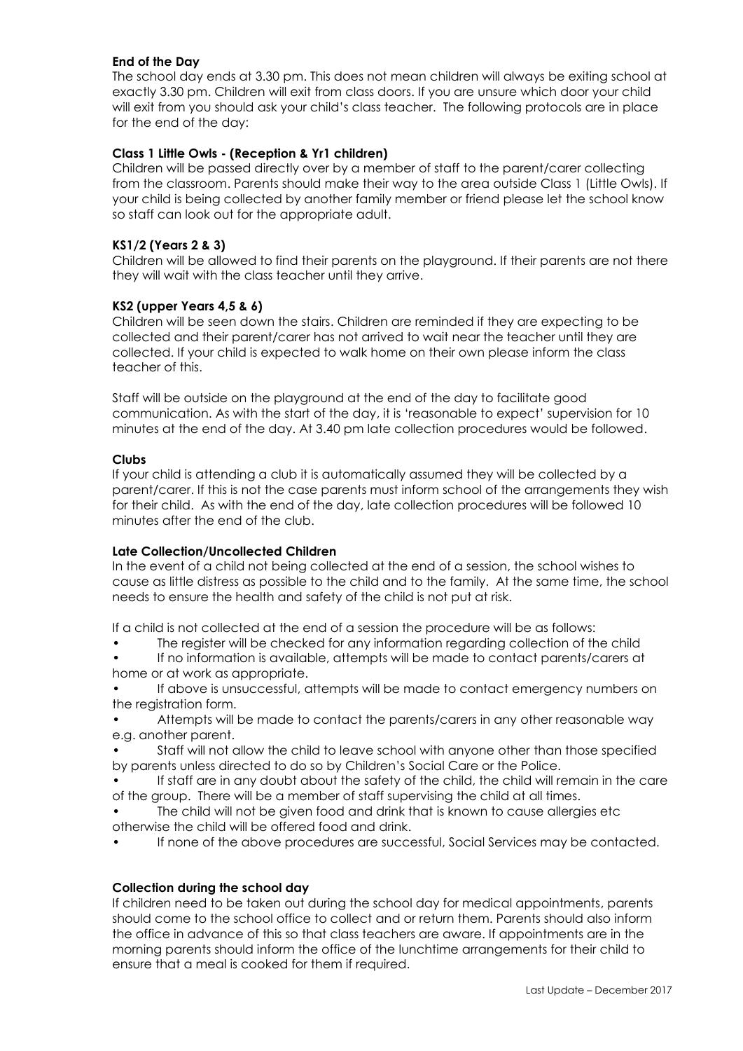### End of the Day

The school day ends at 3.30 pm. This does not mean children will always be exiting school at exactly 3.30 pm. Children will exit from class doors. If you are unsure which door your child will exit from you should ask your child's class teacher. The following protocols are in place for the end of the day:

### Class 1 Little Owls - (Reception & Yr1 children)

Children will be passed directly over by a member of staff to the parent/carer collecting from the classroom. Parents should make their way to the area outside Class 1 (Little Owls). If your child is being collected by another family member or friend please let the school know so staff can look out for the appropriate adult.

### KS1/2 (Years 2 & 3)

Children will be allowed to find their parents on the playground. If their parents are not there they will wait with the class teacher until they arrive.

### KS2 (upper Years 4,5 & 6)

Children will be seen down the stairs. Children are reminded if they are expecting to be collected and their parent/carer has not arrived to wait near the teacher until they are collected. If your child is expected to walk home on their own please inform the class teacher of this.

Staff will be outside on the playground at the end of the day to facilitate good communication. As with the start of the day, it is 'reasonable to expect' supervision for 10 minutes at the end of the day. At 3.40 pm late collection procedures would be followed.

### Clubs

If your child is attending a club it is automatically assumed they will be collected by a parent/carer. If this is not the case parents must inform school of the arrangements they wish for their child. As with the end of the day, late collection procedures will be followed 10 minutes after the end of the club.

### Late Collection/Uncollected Children

In the event of a child not being collected at the end of a session, the school wishes to cause as little distress as possible to the child and to the family. At the same time, the school needs to ensure the health and safety of the child is not put at risk.

If a child is not collected at the end of a session the procedure will be as follows:

- The register will be checked for any information regarding collection of the child
- If no information is available, attempts will be made to contact parents/carers at home or at work as appropriate.
- If above is unsuccessful, attempts will be made to contact emergency numbers on the registration form.
- Attempts will be made to contact the parents/carers in any other reasonable way e.g. another parent.
- Staff will not allow the child to leave school with anyone other than those specified by parents unless directed to do so by Children's Social Care or the Police.
- If staff are in any doubt about the safety of the child, the child will remain in the care of the group. There will be a member of staff supervising the child at all times.
- The child will not be given food and drink that is known to cause allergies etc otherwise the child will be offered food and drink.
- If none of the above procedures are successful, Social Services may be contacted.

### Collection during the school day

If children need to be taken out during the school day for medical appointments, parents should come to the school office to collect and or return them. Parents should also inform the office in advance of this so that class teachers are aware. If appointments are in the morning parents should inform the office of the lunchtime arrangements for their child to ensure that a meal is cooked for them if required.

Last Update – December 2017